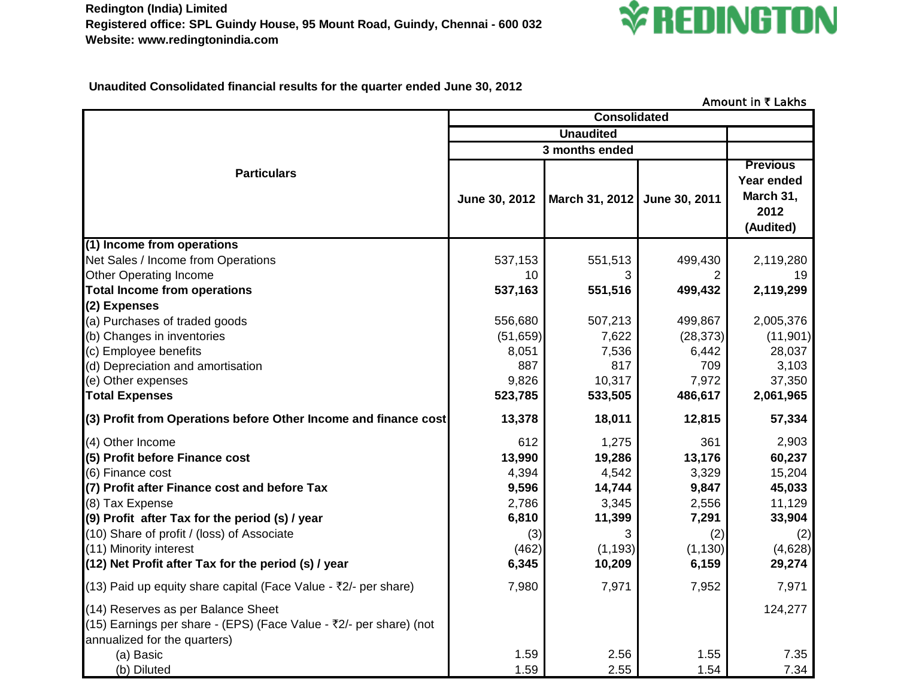**Redington (India) Limited**
**Registered office: SPL Guindy House, 95 Mount Road, Guindy, Chennai - 600 032**
**Website: www.redingtonindia.com**

REDINGTON

**Unaudited Consolidated financial results for the quarter ended June 30, 2012**

Amount in ₹ Lakhs

| Particulars | Consolidated | | | |
|---|---|---|---|---|
| | Unaudited | | | |
| | 3 months ended | | | |
| | June 30, 2012 | March 31, 2012 | June 30, 2011 | Previous Year ended March 31, 2012 (Audited) |
| **(1) Income from operations** | | | | |
| Net Sales / Income from Operations | 537,153 | 551,513 | 499,430 | 2,119,280 |
| Other Operating Income | 10 | 3 | 2 | 19 |
| **Total Income from operations** | **537,163** | **551,516** | **499,432** | **2,119,299** |
| **(2) Expenses** | | | | |
| (a) Purchases of traded goods | 556,680 | 507,213 | 499,867 | 2,005,376 |
| (b) Changes in inventories | (51,659) | 7,622 | (28,373) | (11,901) |
| (c) Employee benefits | 8,051 | 7,536 | 6,442 | 28,037 |
| (d) Depreciation and amortisation | 887 | 817 | 709 | 3,103 |
| (e) Other expenses | 9,826 | 10,317 | 7,972 | 37,350 |
| **Total Expenses** | **523,785** | **533,505** | **486,617** | **2,061,965** |
| **(3) Profit from Operations before Other Income and finance cost** | **13,378** | **18,011** | **12,815** | **57,334** |
| (4) Other Income | 612 | 1,275 | 361 | 2,903 |
| **(5) Profit before Finance cost** | **13,990** | **19,286** | **13,176** | **60,237** |
| (6) Finance cost | 4,394 | 4,542 | 3,329 | 15,204 |
| **(7) Profit after Finance cost and before Tax** | **9,596** | **14,744** | **9,847** | **45,033** |
| (8) Tax Expense | 2,786 | 3,345 | 2,556 | 11,129 |
| **(9) Profit after Tax for the period (s) / year** | **6,810** | **11,399** | **7,291** | **33,904** |
| (10) Share of profit / (loss) of Associate | (3) | 3 | (2) | (2) |
| (11) Minority interest | (462) | (1,193) | (1,130) | (4,628) |
| **(12) Net Profit after Tax for the period (s) / year** | **6,345** | **10,209** | **6,159** | **29,274** |
| (13) Paid up equity share capital (Face Value - ₹2/- per share) | 7,980 | 7,971 | 7,952 | 7,971 |
| (14) Reserves as per Balance Sheet | | | | 124,277 |
| (15) Earnings per share - (EPS) (Face Value - ₹2/- per share) (not annualized for the quarters) | | | | |
| (a) Basic | 1.59 | 2.56 | 1.55 | 7.35 |
| (b) Diluted | 1.59 | 2.55 | 1.54 | 7.34 |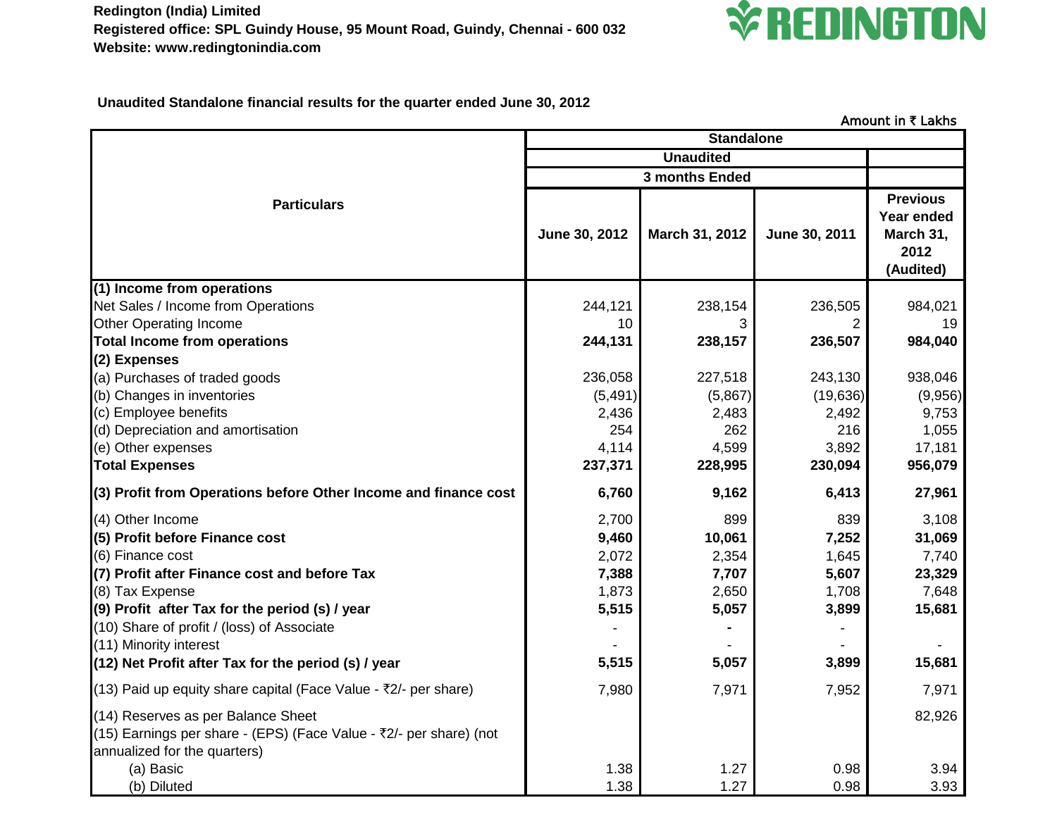**Redington (India) Limited**
**Registered office: SPL Guindy House, 95 Mount Road, Guindy, Chennai - 600 032**
**Website: www.redingtonindia.com**

**REDINGTON**

**Unaudited Standalone financial results for the quarter ended June 30, 2012**

Amount in ₹ Lakhs

| Particulars | Standalone | | | |
|---|---|---|---|---|
| | Unaudited | | | |
| | 3 months Ended | | | |
| | June 30, 2012 | March 31, 2012 | June 30, 2011 | Previous Year ended March 31, 2012 (Audited) |
| **(1) Income from operations** | | | | |
| Net Sales / Income from Operations | 244,121 | 238,154 | 236,505 | 984,021 |
| Other Operating Income | 10 | 3 | 2 | 19 |
| **Total Income from operations** | **244,131** | **238,157** | **236,507** | **984,040** |
| **(2) Expenses** | | | | |
| (a) Purchases of traded goods | 236,058 | 227,518 | 243,130 | 938,046 |
| (b) Changes in inventories | (5,491) | (5,867) | (19,636) | (9,956) |
| (c) Employee benefits | 2,436 | 2,483 | 2,492 | 9,753 |
| (d) Depreciation and amortisation | 254 | 262 | 216 | 1,055 |
| (e) Other expenses | 4,114 | 4,599 | 3,892 | 17,181 |
| **Total Expenses** | **237,371** | **228,995** | **230,094** | **956,079** |
| **(3) Profit from Operations before Other Income and finance cost** | **6,760** | **9,162** | **6,413** | **27,961** |
| (4) Other Income | 2,700 | 899 | 839 | 3,108 |
| **(5) Profit before Finance cost** | **9,460** | **10,061** | **7,252** | **31,069** |
| (6) Finance cost | 2,072 | 2,354 | 1,645 | 7,740 |
| **(7) Profit after Finance cost and before Tax** | **7,388** | **7,707** | **5,607** | **23,329** |
| (8) Tax Expense | 1,873 | 2,650 | 1,708 | 7,648 |
| **(9) Profit after Tax for the period (s) / year** | **5,515** | **5,057** | **3,899** | **15,681** |
| (10) Share of profit / (loss) of Associate | - | - | - | |
| (11) Minority interest | - | - | - | - |
| **(12) Net Profit after Tax for the period (s) / year** | **5,515** | **5,057** | **3,899** | **15,681** |
| (13) Paid up equity share capital (Face Value - ₹2/- per share) | 7,980 | 7,971 | 7,952 | 7,971 |
| (14) Reserves as per Balance Sheet | | | | 82,926 |
| (15) Earnings per share - (EPS) (Face Value - ₹2/- per share) (not annualized for the quarters) | | | | |
| (a) Basic | 1.38 | 1.27 | 0.98 | 3.94 |
| (b) Diluted | 1.38 | 1.27 | 0.98 | 3.93 |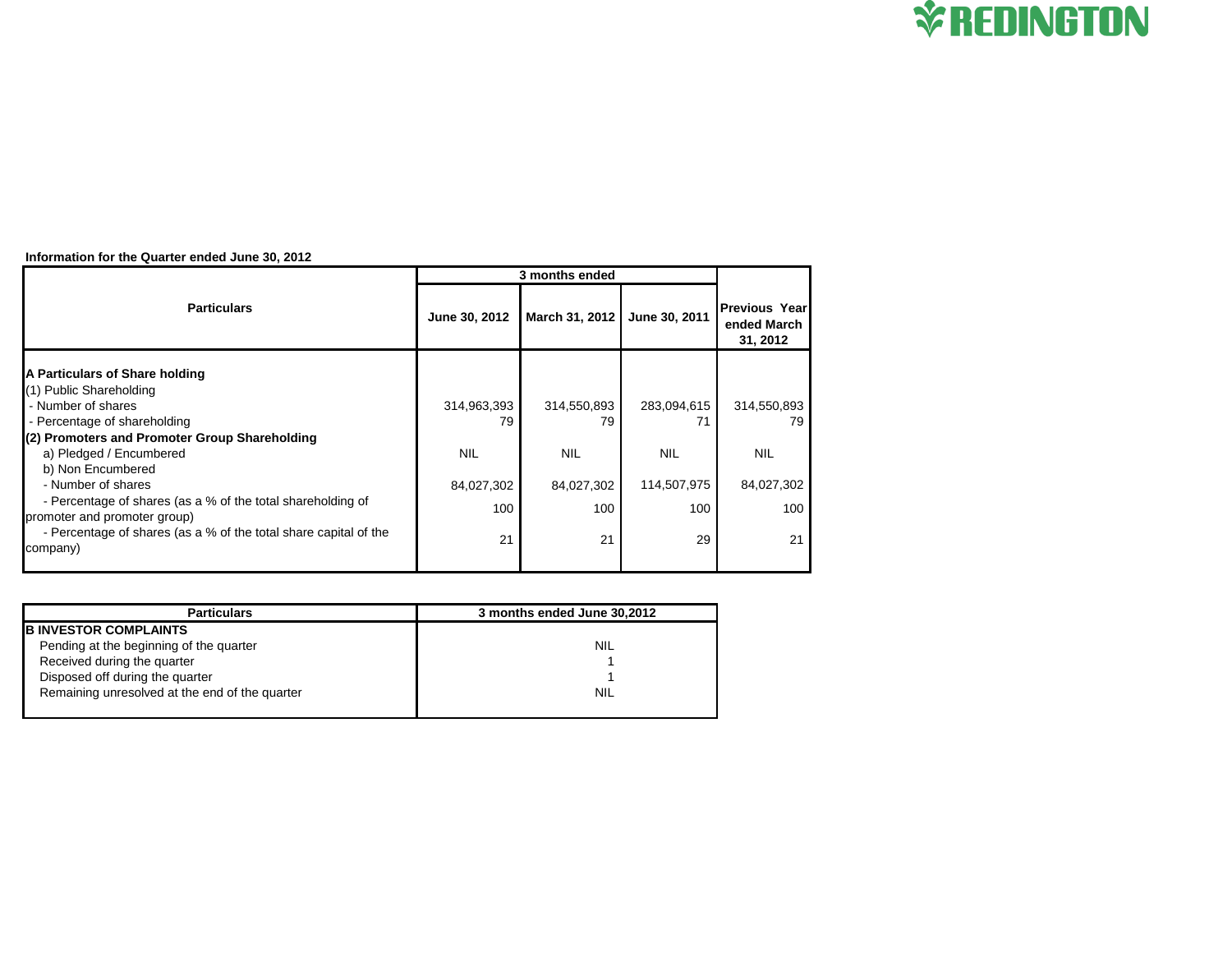**Information for the Quarter ended June 30, 2012**

| Particulars | 3 months ended | | | Previous Year ended March 31, 2012 |
|---|---|---|---|---|
| | June 30, 2012 | March 31, 2012 | June 30, 2011 | |
| **A Particulars of Share holding** | | | | |
| (1) Public Shareholding | | | | |
| - Number of shares | 314,963,393 | 314,550,893 | 283,094,615 | 314,550,893 |
| - Percentage of shareholding | 79 | 79 | 71 | 79 |
| **(2) Promoters and Promoter Group Shareholding** | | | | |
| a) Pledged / Encumbered | NIL | NIL | NIL | NIL |
| b) Non Encumbered | | | | |
| - Number of shares | 84,027,302 | 84,027,302 | 114,507,975 | 84,027,302 |
| - Percentage of shares (as a % of the total shareholding of promoter and promoter group) | 100 | 100 | 100 | 100 |
| - Percentage of shares (as a % of the total share capital of the company) | 21 | 21 | 29 | 21 |

| Particulars | 3 months ended June 30,2012 |
|---|---|
| **B INVESTOR COMPLAINTS** | |
| Pending at the beginning of the quarter | NIL |
| Received during the quarter | 1 |
| Disposed off during the quarter | 1 |
| Remaining unresolved at the end of the quarter | NIL |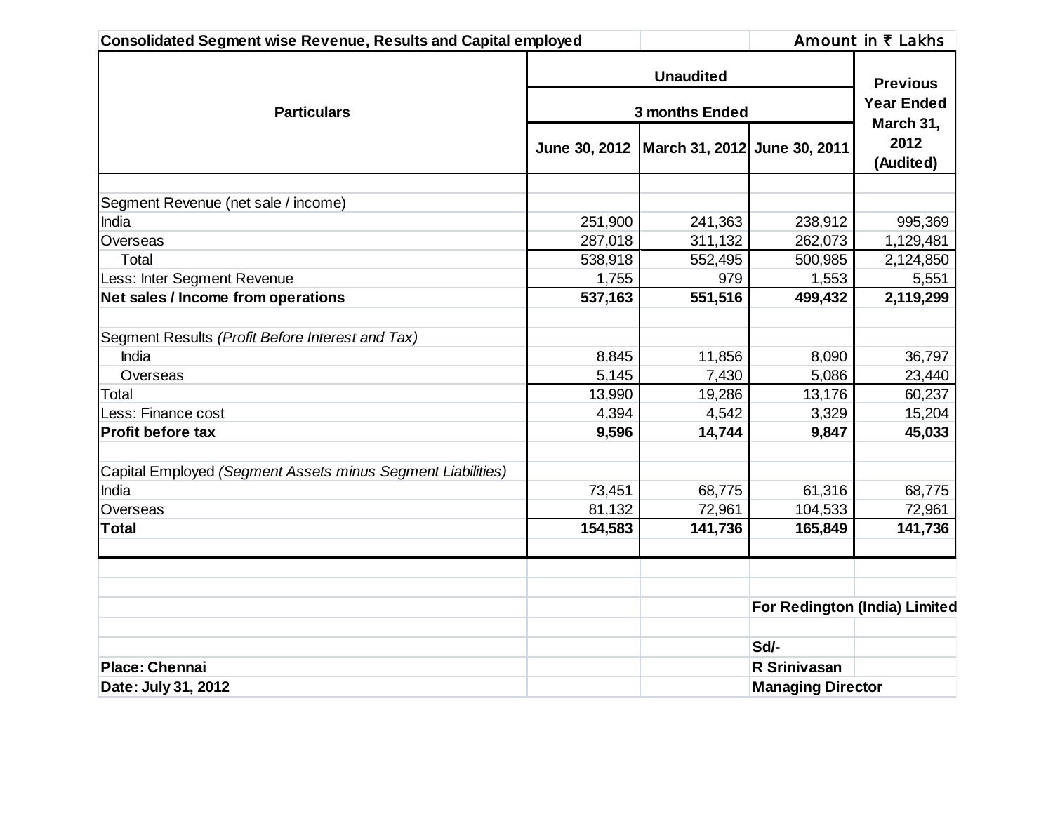**Consolidated Segment wise Revenue, Results and Capital employed** | Amount in ₹ Lakhs

| Particulars | Unaudited | | | Previous Year Ended March 31, 2012 (Audited) |
|---|---|---|---|---|
| | 3 months Ended | | | |
| | June 30, 2012 | March 31, 2012 | June 30, 2011 | |
| Segment Revenue (net sale / income) | | | | |
| India | 251,900 | 241,363 | 238,912 | 995,369 |
| Overseas | 287,018 | 311,132 | 262,073 | 1,129,481 |
| Total | 538,918 | 552,495 | 500,985 | 2,124,850 |
| Less: Inter Segment Revenue | 1,755 | 979 | 1,553 | 5,551 |
| **Net sales / Income from operations** | **537,163** | **551,516** | **499,432** | **2,119,299** |
| Segment Results *(Profit Before Interest and Tax)* | | | | |
| India | 8,845 | 11,856 | 8,090 | 36,797 |
| Overseas | 5,145 | 7,430 | 5,086 | 23,440 |
| Total | 13,990 | 19,286 | 13,176 | 60,237 |
| Less: Finance cost | 4,394 | 4,542 | 3,329 | 15,204 |
| **Profit before tax** | **9,596** | **14,744** | **9,847** | **45,033** |
| Capital Employed *(Segment Assets minus Segment Liabilities)* | | | | |
| India | 73,451 | 68,775 | 61,316 | 68,775 |
| Overseas | 81,132 | 72,961 | 104,533 | 72,961 |
| **Total** | **154,583** | **141,736** | **165,849** | **141,736** |

**For Redington (India) Limited**

**Sd/-**

**R Srinivasan**

**Managing Director**

**Place: Chennai**

**Date: July 31, 2012**